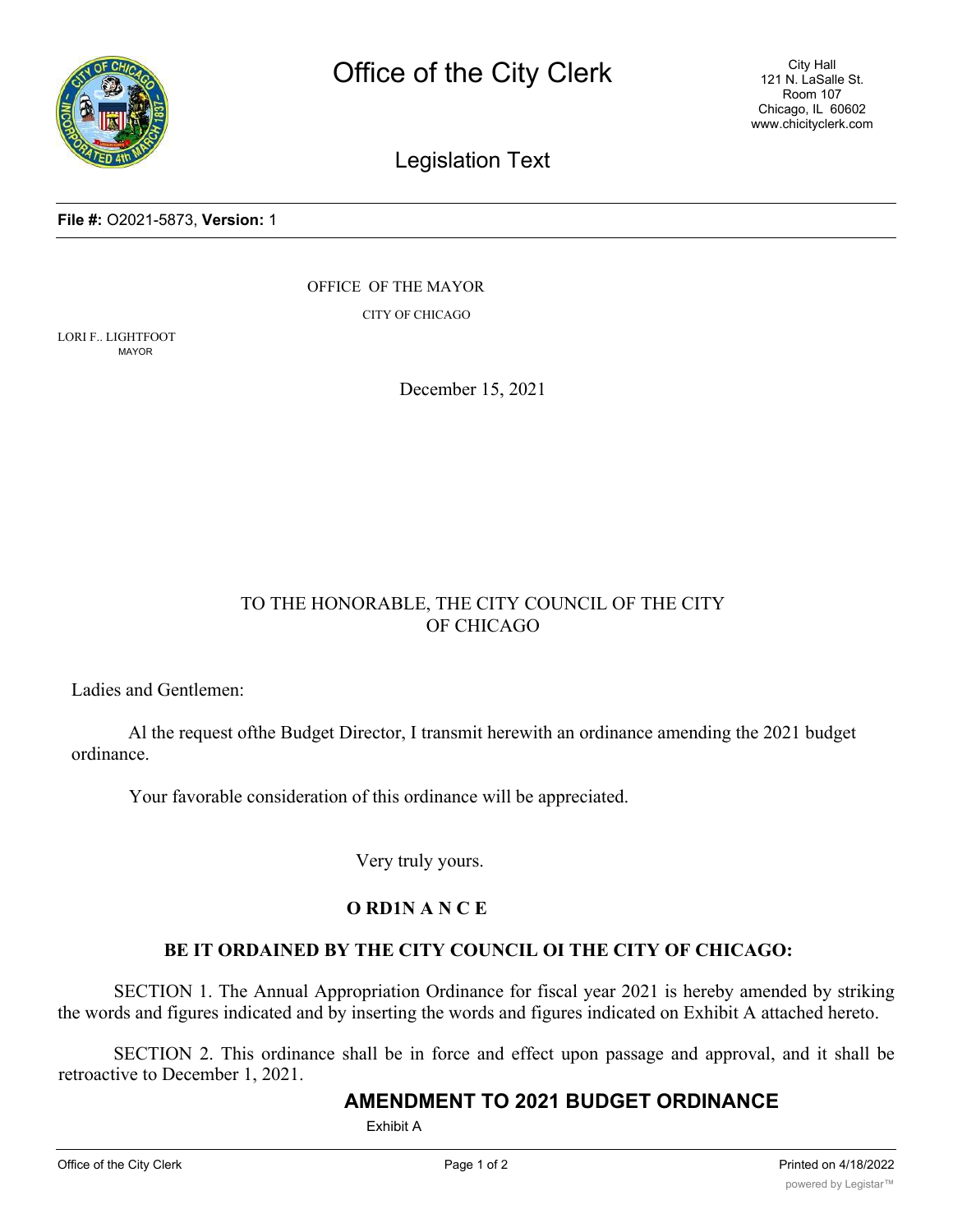# Office of the City Clerk

City Hall
121 N. LaSalle St.
Room 107
Chicago, IL 60602
www.chicityclerk.com

## Legislation Text

**File #:** O2021-5873, **Version:** 1

OFFICE OF THE MAYOR

CITY OF CHICAGO

LORI F.. LIGHTFOOT
MAYOR

December 15, 2021

TO THE HONORABLE, THE CITY COUNCIL OF THE CITY OF CHICAGO

Ladies and Gentlemen:

Al the request ofthe Budget Director, I transmit herewith an ordinance amending the 2021 budget ordinance.

Your favorable consideration of this ordinance will be appreciated.

Very truly yours.

**O RD1N A N C E**

**BE IT ORDAINED BY THE CITY COUNCIL OI THE CITY OF CHICAGO:**

SECTION 1. The Annual Appropriation Ordinance for fiscal year 2021 is hereby amended by striking the words and figures indicated and by inserting the words and figures indicated on Exhibit A attached hereto.

SECTION 2. This ordinance shall be in force and effect upon passage and approval, and it shall be retroactive to December 1, 2021.

## AMENDMENT TO 2021 BUDGET ORDINANCE

Exhibit A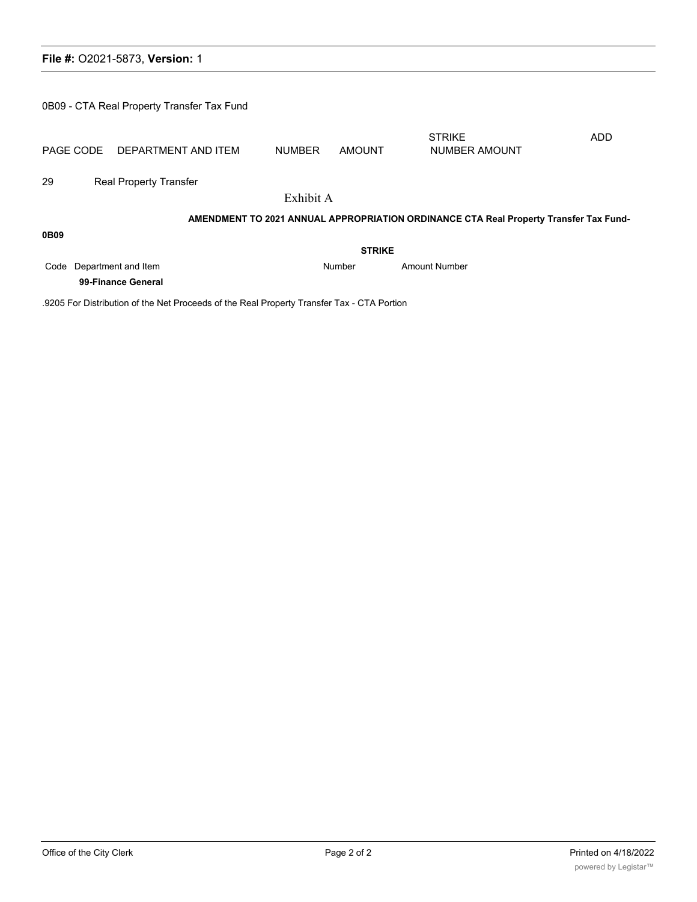0B09 - CTA Real Property Transfer Tax Fund

| PAGE CODE | DEPARTMENT AND ITEM | NUMBER | AMOUNT | STRIKE NUMBER AMOUNT | ADD |
|---|---|---|---|---|---|
| 29 | Real Property Transfer | | | | |

Exhibit A

**AMENDMENT TO 2021 ANNUAL APPROPRIATION ORDINANCE CTA Real Property Transfer Tax Fund-0B09**

| Code | Department and Item | STRIKE Number | Amount Number |
|---|---|---|---|
| | **99-Finance General** | | |

.9205 For Distribution of the Net Proceeds of the Real Property Transfer Tax - CTA Portion